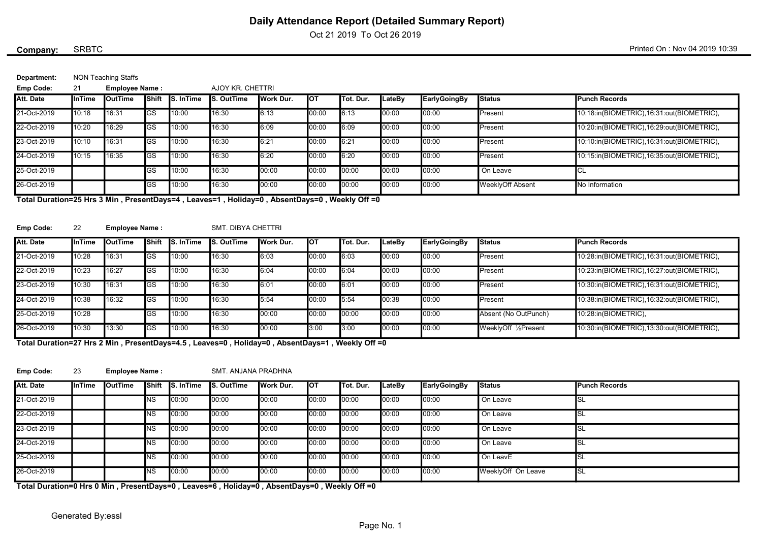# Daily Attendance Report (Detailed Summary Report)

Oct 21 2019 To Oct 26 2019

**Company:** SRBTC

Printed On : Nov 04 2019 10:39

**Department:** NON Teaching Staffs

**Emp Code:** 21 **Employee Name :** AJOY KR. CHETTRI

| Att. Date | InTime | OutTime | Shift | S. InTime | S. OutTime | Work Dur. | OT | Tot. Dur. | LateBy | EarlyGoingBy | Status | Punch Records |
|---|---|---|---|---|---|---|---|---|---|---|---|---|
| 21-Oct-2019 | 10:18 | 16:31 | GS | 10:00 | 16:30 | 6:13 | 00:00 | 6:13 | 00:00 | 00:00 | Present | 10:18:in(BIOMETRIC),16:31:out(BIOMETRIC), |
| 22-Oct-2019 | 10:20 | 16:29 | GS | 10:00 | 16:30 | 6:09 | 00:00 | 6:09 | 00:00 | 00:00 | Present | 10:20:in(BIOMETRIC),16:29:out(BIOMETRIC), |
| 23-Oct-2019 | 10:10 | 16:31 | GS | 10:00 | 16:30 | 6:21 | 00:00 | 6:21 | 00:00 | 00:00 | Present | 10:10:in(BIOMETRIC),16:31:out(BIOMETRIC), |
| 24-Oct-2019 | 10:15 | 16:35 | GS | 10:00 | 16:30 | 6:20 | 00:00 | 6:20 | 00:00 | 00:00 | Present | 10:15:in(BIOMETRIC),16:35:out(BIOMETRIC), |
| 25-Oct-2019 | | | GS | 10:00 | 16:30 | 00:00 | 00:00 | 00:00 | 00:00 | 00:00 | On Leave | CL |
| 26-Oct-2019 | | | GS | 10:00 | 16:30 | 00:00 | 00:00 | 00:00 | 00:00 | 00:00 | WeeklyOff Absent | No Information |

**Total Duration=25 Hrs 3 Min , PresentDays=4 , Leaves=1 , Holiday=0 , AbsentDays=0 , Weekly Off =0**

**Emp Code:** 22 **Employee Name :** SMT. DIBYA CHETTRI

| Att. Date | InTime | OutTime | Shift | S. InTime | S. OutTime | Work Dur. | OT | Tot. Dur. | LateBy | EarlyGoingBy | Status | Punch Records |
|---|---|---|---|---|---|---|---|---|---|---|---|---|
| 21-Oct-2019 | 10:28 | 16:31 | GS | 10:00 | 16:30 | 6:03 | 00:00 | 6:03 | 00:00 | 00:00 | Present | 10:28:in(BIOMETRIC),16:31:out(BIOMETRIC), |
| 22-Oct-2019 | 10:23 | 16:27 | GS | 10:00 | 16:30 | 6:04 | 00:00 | 6:04 | 00:00 | 00:00 | Present | 10:23:in(BIOMETRIC),16:27:out(BIOMETRIC), |
| 23-Oct-2019 | 10:30 | 16:31 | GS | 10:00 | 16:30 | 6:01 | 00:00 | 6:01 | 00:00 | 00:00 | Present | 10:30:in(BIOMETRIC),16:31:out(BIOMETRIC), |
| 24-Oct-2019 | 10:38 | 16:32 | GS | 10:00 | 16:30 | 5:54 | 00:00 | 5:54 | 00:38 | 00:00 | Present | 10:38:in(BIOMETRIC),16:32:out(BIOMETRIC), |
| 25-Oct-2019 | 10:28 | | GS | 10:00 | 16:30 | 00:00 | 00:00 | 00:00 | 00:00 | 00:00 | Absent (No OutPunch) | 10:28:in(BIOMETRIC), |
| 26-Oct-2019 | 10:30 | 13:30 | GS | 10:00 | 16:30 | 00:00 | 3:00 | 3:00 | 00:00 | 00:00 | WeeklyOff ½Present | 10:30:in(BIOMETRIC),13:30:out(BIOMETRIC), |

**Total Duration=27 Hrs 2 Min , PresentDays=4.5 , Leaves=0 , Holiday=0 , AbsentDays=1 , Weekly Off =0**

**Emp Code:** 23 **Employee Name :** SMT. ANJANA PRADHNA

| Att. Date | InTime | OutTime | Shift | S. InTime | S. OutTime | Work Dur. | OT | Tot. Dur. | LateBy | EarlyGoingBy | Status | Punch Records |
|---|---|---|---|---|---|---|---|---|---|---|---|---|
| 21-Oct-2019 | | | NS | 00:00 | 00:00 | 00:00 | 00:00 | 00:00 | 00:00 | 00:00 | On Leave | SL |
| 22-Oct-2019 | | | NS | 00:00 | 00:00 | 00:00 | 00:00 | 00:00 | 00:00 | 00:00 | On Leave | SL |
| 23-Oct-2019 | | | NS | 00:00 | 00:00 | 00:00 | 00:00 | 00:00 | 00:00 | 00:00 | On Leave | SL |
| 24-Oct-2019 | | | NS | 00:00 | 00:00 | 00:00 | 00:00 | 00:00 | 00:00 | 00:00 | On Leave | SL |
| 25-Oct-2019 | | | NS | 00:00 | 00:00 | 00:00 | 00:00 | 00:00 | 00:00 | 00:00 | On LeavE | SL |
| 26-Oct-2019 | | | NS | 00:00 | 00:00 | 00:00 | 00:00 | 00:00 | 00:00 | 00:00 | WeeklyOff On Leave | SL |

**Total Duration=0 Hrs 0 Min , PresentDays=0 , Leaves=6 , Holiday=0 , AbsentDays=0 , Weekly Off =0**

Generated By:essl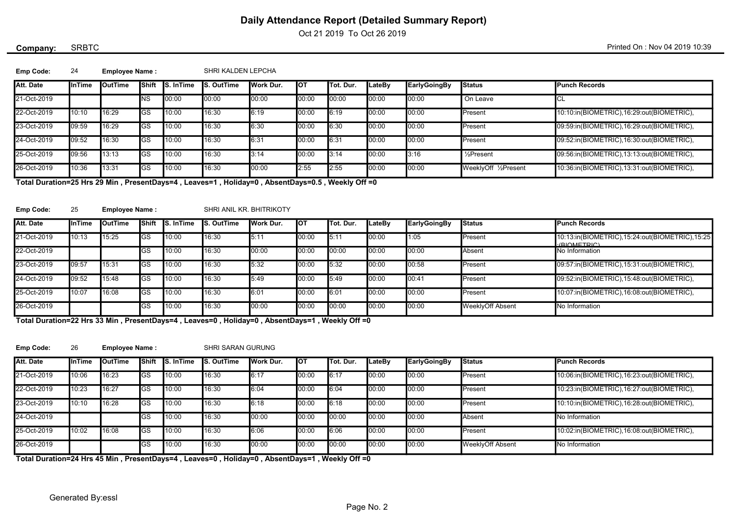# Daily Attendance Report (Detailed Summary Report)

Oct 21 2019 To Oct 26 2019

**Company:** SRBTC

Printed On : Nov 04 2019 10:39

**Emp Code:** 24 **Employee Name :** SHRI KALDEN LEPCHA

| Att. Date | InTime | OutTime | Shift | S. InTime | S. OutTime | Work Dur. | OT | Tot. Dur. | LateBy | EarlyGoingBy | Status | Punch Records |
|---|---|---|---|---|---|---|---|---|---|---|---|---|
| 21-Oct-2019 | | | NS | 00:00 | 00:00 | 00:00 | 00:00 | 00:00 | 00:00 | 00:00 | On Leave | CL |
| 22-Oct-2019 | 10:10 | 16:29 | GS | 10:00 | 16:30 | 6:19 | 00:00 | 6:19 | 00:00 | 00:00 | Present | 10:10:in(BIOMETRIC),16:29:out(BIOMETRIC), |
| 23-Oct-2019 | 09:59 | 16:29 | GS | 10:00 | 16:30 | 6:30 | 00:00 | 6:30 | 00:00 | 00:00 | Present | 09:59:in(BIOMETRIC),16:29:out(BIOMETRIC), |
| 24-Oct-2019 | 09:52 | 16:30 | GS | 10:00 | 16:30 | 6:31 | 00:00 | 6:31 | 00:00 | 00:00 | Present | 09:52:in(BIOMETRIC),16:30:out(BIOMETRIC), |
| 25-Oct-2019 | 09:56 | 13:13 | GS | 10:00 | 16:30 | 3:14 | 00:00 | 3:14 | 00:00 | 3:16 | ½Present | 09:56:in(BIOMETRIC),13:13:out(BIOMETRIC), |
| 26-Oct-2019 | 10:36 | 13:31 | GS | 10:00 | 16:30 | 00:00 | 2:55 | 2:55 | 00:00 | 00:00 | WeeklyOff ½Present | 10:36:in(BIOMETRIC),13:31:out(BIOMETRIC), |

**Total Duration=25 Hrs 29 Min , PresentDays=4 , Leaves=1 , Holiday=0 , AbsentDays=0.5 , Weekly Off =0**

**Emp Code:** 25 **Employee Name :** SHRI ANIL KR. BHITRIKOTY

| Att. Date | InTime | OutTime | Shift | S. InTime | S. OutTime | Work Dur. | OT | Tot. Dur. | LateBy | EarlyGoingBy | Status | Punch Records |
|---|---|---|---|---|---|---|---|---|---|---|---|---|
| 21-Oct-2019 | 10:13 | 15:25 | GS | 10:00 | 16:30 | 5:11 | 00:00 | 5:11 | 00:00 | 1:05 | Present | 10:13:in(BIOMETRIC),15:24:out(BIOMETRIC),15:25:(BIOMETRIC) |
| 22-Oct-2019 | | | GS | 10:00 | 16:30 | 00:00 | 00:00 | 00:00 | 00:00 | 00:00 | Absent | No Information |
| 23-Oct-2019 | 09:57 | 15:31 | GS | 10:00 | 16:30 | 5:32 | 00:00 | 5:32 | 00:00 | 00:58 | Present | 09:57:in(BIOMETRIC),15:31:out(BIOMETRIC), |
| 24-Oct-2019 | 09:52 | 15:48 | GS | 10:00 | 16:30 | 5:49 | 00:00 | 5:49 | 00:00 | 00:41 | Present | 09:52:in(BIOMETRIC),15:48:out(BIOMETRIC), |
| 25-Oct-2019 | 10:07 | 16:08 | GS | 10:00 | 16:30 | 6:01 | 00:00 | 6:01 | 00:00 | 00:00 | Present | 10:07:in(BIOMETRIC),16:08:out(BIOMETRIC), |
| 26-Oct-2019 | | | GS | 10:00 | 16:30 | 00:00 | 00:00 | 00:00 | 00:00 | 00:00 | WeeklyOff Absent | No Information |

**Total Duration=22 Hrs 33 Min , PresentDays=4 , Leaves=0 , Holiday=0 , AbsentDays=1 , Weekly Off =0**

**Emp Code:** 26 **Employee Name :** SHRI SARAN GURUNG

| Att. Date | InTime | OutTime | Shift | S. InTime | S. OutTime | Work Dur. | OT | Tot. Dur. | LateBy | EarlyGoingBy | Status | Punch Records |
|---|---|---|---|---|---|---|---|---|---|---|---|---|
| 21-Oct-2019 | 10:06 | 16:23 | GS | 10:00 | 16:30 | 6:17 | 00:00 | 6:17 | 00:00 | 00:00 | Present | 10:06:in(BIOMETRIC),16:23:out(BIOMETRIC), |
| 22-Oct-2019 | 10:23 | 16:27 | GS | 10:00 | 16:30 | 6:04 | 00:00 | 6:04 | 00:00 | 00:00 | Present | 10:23:in(BIOMETRIC),16:27:out(BIOMETRIC), |
| 23-Oct-2019 | 10:10 | 16:28 | GS | 10:00 | 16:30 | 6:18 | 00:00 | 6:18 | 00:00 | 00:00 | Present | 10:10:in(BIOMETRIC),16:28:out(BIOMETRIC), |
| 24-Oct-2019 | | | GS | 10:00 | 16:30 | 00:00 | 00:00 | 00:00 | 00:00 | 00:00 | Absent | No Information |
| 25-Oct-2019 | 10:02 | 16:08 | GS | 10:00 | 16:30 | 6:06 | 00:00 | 6:06 | 00:00 | 00:00 | Present | 10:02:in(BIOMETRIC),16:08:out(BIOMETRIC), |
| 26-Oct-2019 | | | GS | 10:00 | 16:30 | 00:00 | 00:00 | 00:00 | 00:00 | 00:00 | WeeklyOff Absent | No Information |

**Total Duration=24 Hrs 45 Min , PresentDays=4 , Leaves=0 , Holiday=0 , AbsentDays=1 , Weekly Off =0**

Generated By:essl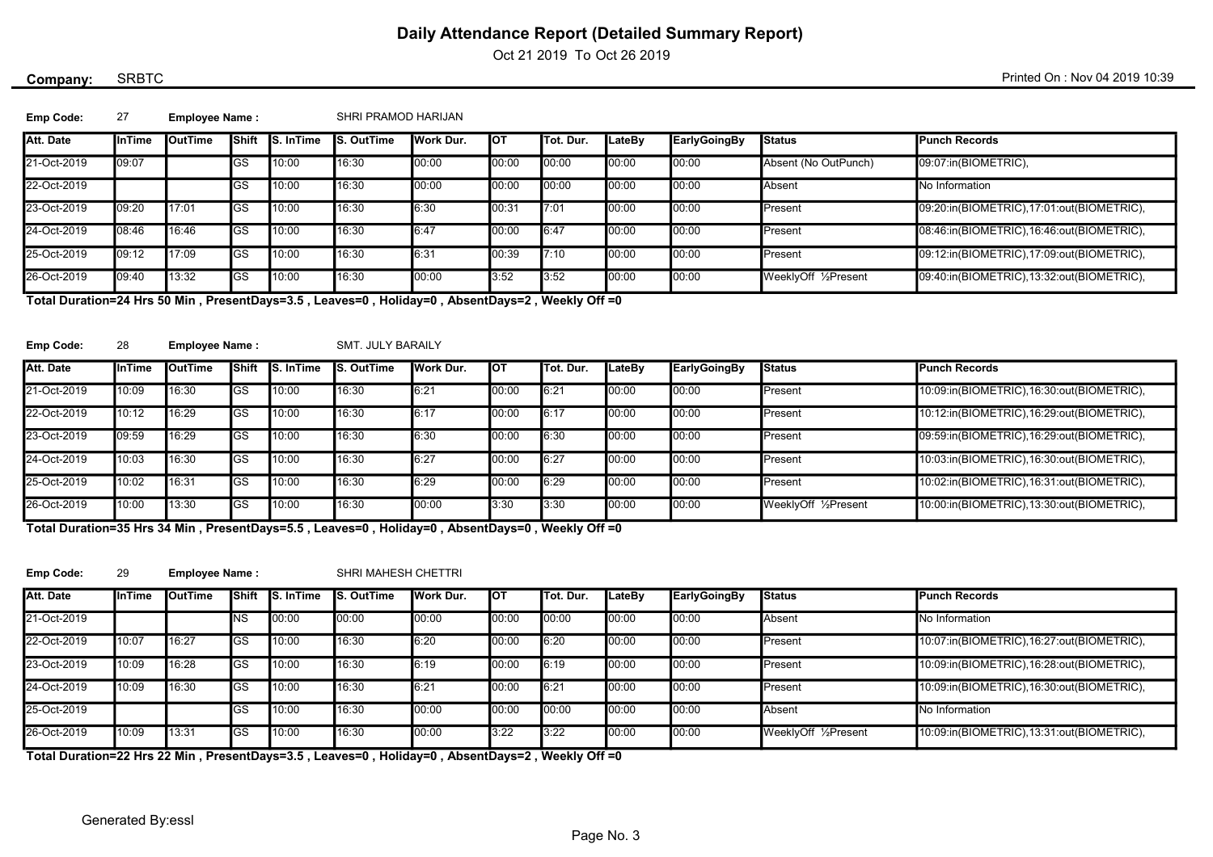# Daily Attendance Report (Detailed Summary Report)

Oct 21 2019 To Oct 26 2019

**Company:** SRBTC

Printed On : Nov 04 2019 10:39

**Emp Code:** 27 **Employee Name :** SHRI PRAMOD HARIJAN

| Att. Date | InTime | OutTime | Shift | S. InTime | S. OutTime | Work Dur. | OT | Tot. Dur. | LateBy | EarlyGoingBy | Status | Punch Records |
|---|---|---|---|---|---|---|---|---|---|---|---|---|
| 21-Oct-2019 | 09:07 | | GS | 10:00 | 16:30 | 00:00 | 00:00 | 00:00 | 00:00 | 00:00 | Absent (No OutPunch) | 09:07:in(BIOMETRIC), |
| 22-Oct-2019 | | | GS | 10:00 | 16:30 | 00:00 | 00:00 | 00:00 | 00:00 | 00:00 | Absent | No Information |
| 23-Oct-2019 | 09:20 | 17:01 | GS | 10:00 | 16:30 | 6:30 | 00:31 | 7:01 | 00:00 | 00:00 | Present | 09:20:in(BIOMETRIC),17:01:out(BIOMETRIC), |
| 24-Oct-2019 | 08:46 | 16:46 | GS | 10:00 | 16:30 | 6:47 | 00:00 | 6:47 | 00:00 | 00:00 | Present | 08:46:in(BIOMETRIC),16:46:out(BIOMETRIC), |
| 25-Oct-2019 | 09:12 | 17:09 | GS | 10:00 | 16:30 | 6:31 | 00:39 | 7:10 | 00:00 | 00:00 | Present | 09:12:in(BIOMETRIC),17:09:out(BIOMETRIC), |
| 26-Oct-2019 | 09:40 | 13:32 | GS | 10:00 | 16:30 | 00:00 | 3:52 | 3:52 | 00:00 | 00:00 | WeeklyOff ½Present | 09:40:in(BIOMETRIC),13:32:out(BIOMETRIC), |

**Total Duration=24 Hrs 50 Min , PresentDays=3.5 , Leaves=0 , Holiday=0 , AbsentDays=2 , Weekly Off =0**

**Emp Code:** 28 **Employee Name :** SMT. JULY BARAILY

| Att. Date | InTime | OutTime | Shift | S. InTime | S. OutTime | Work Dur. | OT | Tot. Dur. | LateBy | EarlyGoingBy | Status | Punch Records |
|---|---|---|---|---|---|---|---|---|---|---|---|---|
| 21-Oct-2019 | 10:09 | 16:30 | GS | 10:00 | 16:30 | 6:21 | 00:00 | 6:21 | 00:00 | 00:00 | Present | 10:09:in(BIOMETRIC),16:30:out(BIOMETRIC), |
| 22-Oct-2019 | 10:12 | 16:29 | GS | 10:00 | 16:30 | 6:17 | 00:00 | 6:17 | 00:00 | 00:00 | Present | 10:12:in(BIOMETRIC),16:29:out(BIOMETRIC), |
| 23-Oct-2019 | 09:59 | 16:29 | GS | 10:00 | 16:30 | 6:30 | 00:00 | 6:30 | 00:00 | 00:00 | Present | 09:59:in(BIOMETRIC),16:29:out(BIOMETRIC), |
| 24-Oct-2019 | 10:03 | 16:30 | GS | 10:00 | 16:30 | 6:27 | 00:00 | 6:27 | 00:00 | 00:00 | Present | 10:03:in(BIOMETRIC),16:30:out(BIOMETRIC), |
| 25-Oct-2019 | 10:02 | 16:31 | GS | 10:00 | 16:30 | 6:29 | 00:00 | 6:29 | 00:00 | 00:00 | Present | 10:02:in(BIOMETRIC),16:31:out(BIOMETRIC), |
| 26-Oct-2019 | 10:00 | 13:30 | GS | 10:00 | 16:30 | 00:00 | 3:30 | 3:30 | 00:00 | 00:00 | WeeklyOff ½Present | 10:00:in(BIOMETRIC),13:30:out(BIOMETRIC), |

**Total Duration=35 Hrs 34 Min , PresentDays=5.5 , Leaves=0 , Holiday=0 , AbsentDays=0 , Weekly Off =0**

**Emp Code:** 29 **Employee Name :** SHRI MAHESH CHETTRI

| Att. Date | InTime | OutTime | Shift | S. InTime | S. OutTime | Work Dur. | OT | Tot. Dur. | LateBy | EarlyGoingBy | Status | Punch Records |
|---|---|---|---|---|---|---|---|---|---|---|---|---|
| 21-Oct-2019 | | | NS | 00:00 | 00:00 | 00:00 | 00:00 | 00:00 | 00:00 | 00:00 | Absent | No Information |
| 22-Oct-2019 | 10:07 | 16:27 | GS | 10:00 | 16:30 | 6:20 | 00:00 | 6:20 | 00:00 | 00:00 | Present | 10:07:in(BIOMETRIC),16:27:out(BIOMETRIC), |
| 23-Oct-2019 | 10:09 | 16:28 | GS | 10:00 | 16:30 | 6:19 | 00:00 | 6:19 | 00:00 | 00:00 | Present | 10:09:in(BIOMETRIC),16:28:out(BIOMETRIC), |
| 24-Oct-2019 | 10:09 | 16:30 | GS | 10:00 | 16:30 | 6:21 | 00:00 | 6:21 | 00:00 | 00:00 | Present | 10:09:in(BIOMETRIC),16:30:out(BIOMETRIC), |
| 25-Oct-2019 | | | GS | 10:00 | 16:30 | 00:00 | 00:00 | 00:00 | 00:00 | 00:00 | Absent | No Information |
| 26-Oct-2019 | 10:09 | 13:31 | GS | 10:00 | 16:30 | 00:00 | 3:22 | 3:22 | 00:00 | 00:00 | WeeklyOff ½Present | 10:09:in(BIOMETRIC),13:31:out(BIOMETRIC), |

**Total Duration=22 Hrs 22 Min , PresentDays=3.5 , Leaves=0 , Holiday=0 , AbsentDays=2 , Weekly Off =0**

Generated By:essl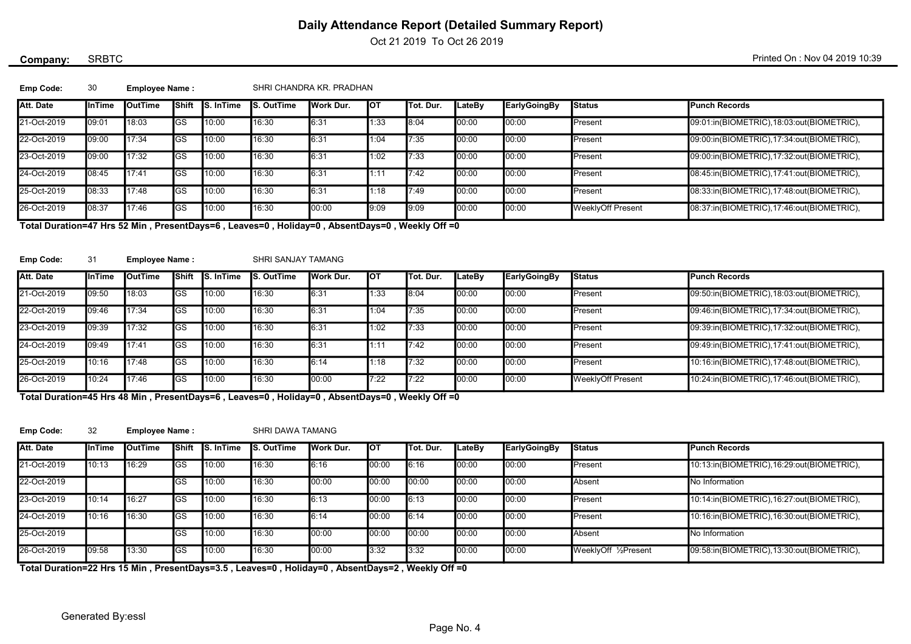# Daily Attendance Report (Detailed Summary Report)

Oct 21 2019 To Oct 26 2019

**Company:** SRBTC

Printed On : Nov 04 2019 10:39

**Emp Code:** 30 **Employee Name :** SHRI CHANDRA KR. PRADHAN

| Att. Date | InTime | OutTime | Shift | S. InTime | S. OutTime | Work Dur. | OT | Tot. Dur. | LateBy | EarlyGoingBy | Status | Punch Records |
|---|---|---|---|---|---|---|---|---|---|---|---|---|
| 21-Oct-2019 | 09:01 | 18:03 | GS | 10:00 | 16:30 | 6:31 | 1:33 | 8:04 | 00:00 | 00:00 | Present | 09:01:in(BIOMETRIC),18:03:out(BIOMETRIC), |
| 22-Oct-2019 | 09:00 | 17:34 | GS | 10:00 | 16:30 | 6:31 | 1:04 | 7:35 | 00:00 | 00:00 | Present | 09:00:in(BIOMETRIC),17:34:out(BIOMETRIC), |
| 23-Oct-2019 | 09:00 | 17:32 | GS | 10:00 | 16:30 | 6:31 | 1:02 | 7:33 | 00:00 | 00:00 | Present | 09:00:in(BIOMETRIC),17:32:out(BIOMETRIC), |
| 24-Oct-2019 | 08:45 | 17:41 | GS | 10:00 | 16:30 | 6:31 | 1:11 | 7:42 | 00:00 | 00:00 | Present | 08:45:in(BIOMETRIC),17:41:out(BIOMETRIC), |
| 25-Oct-2019 | 08:33 | 17:48 | GS | 10:00 | 16:30 | 6:31 | 1:18 | 7:49 | 00:00 | 00:00 | Present | 08:33:in(BIOMETRIC),17:48:out(BIOMETRIC), |
| 26-Oct-2019 | 08:37 | 17:46 | GS | 10:00 | 16:30 | 00:00 | 9:09 | 9:09 | 00:00 | 00:00 | WeeklyOff Present | 08:37:in(BIOMETRIC),17:46:out(BIOMETRIC), |

**Total Duration=47 Hrs 52 Min , PresentDays=6 , Leaves=0 , Holiday=0 , AbsentDays=0 , Weekly Off =0**

**Emp Code:** 31 **Employee Name :** SHRI SANJAY TAMANG

| Att. Date | InTime | OutTime | Shift | S. InTime | S. OutTime | Work Dur. | OT | Tot. Dur. | LateBy | EarlyGoingBy | Status | Punch Records |
|---|---|---|---|---|---|---|---|---|---|---|---|---|
| 21-Oct-2019 | 09:50 | 18:03 | GS | 10:00 | 16:30 | 6:31 | 1:33 | 8:04 | 00:00 | 00:00 | Present | 09:50:in(BIOMETRIC),18:03:out(BIOMETRIC), |
| 22-Oct-2019 | 09:46 | 17:34 | GS | 10:00 | 16:30 | 6:31 | 1:04 | 7:35 | 00:00 | 00:00 | Present | 09:46:in(BIOMETRIC),17:34:out(BIOMETRIC), |
| 23-Oct-2019 | 09:39 | 17:32 | GS | 10:00 | 16:30 | 6:31 | 1:02 | 7:33 | 00:00 | 00:00 | Present | 09:39:in(BIOMETRIC),17:32:out(BIOMETRIC), |
| 24-Oct-2019 | 09:49 | 17:41 | GS | 10:00 | 16:30 | 6:31 | 1:11 | 7:42 | 00:00 | 00:00 | Present | 09:49:in(BIOMETRIC),17:41:out(BIOMETRIC), |
| 25-Oct-2019 | 10:16 | 17:48 | GS | 10:00 | 16:30 | 6:14 | 1:18 | 7:32 | 00:00 | 00:00 | Present | 10:16:in(BIOMETRIC),17:48:out(BIOMETRIC), |
| 26-Oct-2019 | 10:24 | 17:46 | GS | 10:00 | 16:30 | 00:00 | 7:22 | 7:22 | 00:00 | 00:00 | WeeklyOff Present | 10:24:in(BIOMETRIC),17:46:out(BIOMETRIC), |

**Total Duration=45 Hrs 48 Min , PresentDays=6 , Leaves=0 , Holiday=0 , AbsentDays=0 , Weekly Off =0**

**Emp Code:** 32 **Employee Name :** SHRI DAWA TAMANG

| Att. Date | InTime | OutTime | Shift | S. InTime | S. OutTime | Work Dur. | OT | Tot. Dur. | LateBy | EarlyGoingBy | Status | Punch Records |
|---|---|---|---|---|---|---|---|---|---|---|---|---|
| 21-Oct-2019 | 10:13 | 16:29 | GS | 10:00 | 16:30 | 6:16 | 00:00 | 6:16 | 00:00 | 00:00 | Present | 10:13:in(BIOMETRIC),16:29:out(BIOMETRIC), |
| 22-Oct-2019 | | | GS | 10:00 | 16:30 | 00:00 | 00:00 | 00:00 | 00:00 | 00:00 | Absent | No Information |
| 23-Oct-2019 | 10:14 | 16:27 | GS | 10:00 | 16:30 | 6:13 | 00:00 | 6:13 | 00:00 | 00:00 | Present | 10:14:in(BIOMETRIC),16:27:out(BIOMETRIC), |
| 24-Oct-2019 | 10:16 | 16:30 | GS | 10:00 | 16:30 | 6:14 | 00:00 | 6:14 | 00:00 | 00:00 | Present | 10:16:in(BIOMETRIC),16:30:out(BIOMETRIC), |
| 25-Oct-2019 | | | GS | 10:00 | 16:30 | 00:00 | 00:00 | 00:00 | 00:00 | 00:00 | Absent | No Information |
| 26-Oct-2019 | 09:58 | 13:30 | GS | 10:00 | 16:30 | 00:00 | 3:32 | 3:32 | 00:00 | 00:00 | WeeklyOff ½Present | 09:58:in(BIOMETRIC),13:30:out(BIOMETRIC), |

**Total Duration=22 Hrs 15 Min , PresentDays=3.5 , Leaves=0 , Holiday=0 , AbsentDays=2 , Weekly Off =0**

Generated By:essl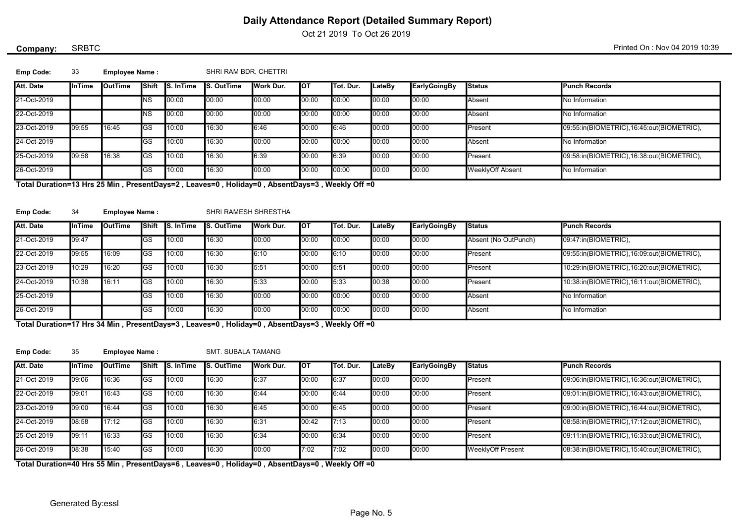# Daily Attendance Report (Detailed Summary Report)

Oct 21 2019 To Oct 26 2019

**Company:** SRBTC

Printed On : Nov 04 2019 10:39

**Emp Code:** 33 **Employee Name :** SHRI RAM BDR. CHETTRI

| Att. Date | InTime | OutTime | Shift | S. InTime | S. OutTime | Work Dur. | OT | Tot. Dur. | LateBy | EarlyGoingBy | Status | Punch Records |
|---|---|---|---|---|---|---|---|---|---|---|---|---|
| 21-Oct-2019 | | | NS | 00:00 | 00:00 | 00:00 | 00:00 | 00:00 | 00:00 | 00:00 | Absent | No Information |
| 22-Oct-2019 | | | NS | 00:00 | 00:00 | 00:00 | 00:00 | 00:00 | 00:00 | 00:00 | Absent | No Information |
| 23-Oct-2019 | 09:55 | 16:45 | GS | 10:00 | 16:30 | 6:46 | 00:00 | 6:46 | 00:00 | 00:00 | Present | 09:55:in(BIOMETRIC),16:45:out(BIOMETRIC), |
| 24-Oct-2019 | | | GS | 10:00 | 16:30 | 00:00 | 00:00 | 00:00 | 00:00 | 00:00 | Absent | No Information |
| 25-Oct-2019 | 09:58 | 16:38 | GS | 10:00 | 16:30 | 6:39 | 00:00 | 6:39 | 00:00 | 00:00 | Present | 09:58:in(BIOMETRIC),16:38:out(BIOMETRIC), |
| 26-Oct-2019 | | | GS | 10:00 | 16:30 | 00:00 | 00:00 | 00:00 | 00:00 | 00:00 | WeeklyOff Absent | No Information |

**Total Duration=13 Hrs 25 Min , PresentDays=2 , Leaves=0 , Holiday=0 , AbsentDays=3 , Weekly Off =0**

**Emp Code:** 34 **Employee Name :** SHRI RAMESH SHRESTHA

| Att. Date | InTime | OutTime | Shift | S. InTime | S. OutTime | Work Dur. | OT | Tot. Dur. | LateBy | EarlyGoingBy | Status | Punch Records |
|---|---|---|---|---|---|---|---|---|---|---|---|---|
| 21-Oct-2019 | 09:47 | | GS | 10:00 | 16:30 | 00:00 | 00:00 | 00:00 | 00:00 | 00:00 | Absent (No OutPunch) | 09:47:in(BIOMETRIC), |
| 22-Oct-2019 | 09:55 | 16:09 | GS | 10:00 | 16:30 | 6:10 | 00:00 | 6:10 | 00:00 | 00:00 | Present | 09:55:in(BIOMETRIC),16:09:out(BIOMETRIC), |
| 23-Oct-2019 | 10:29 | 16:20 | GS | 10:00 | 16:30 | 5:51 | 00:00 | 5:51 | 00:00 | 00:00 | Present | 10:29:in(BIOMETRIC),16:20:out(BIOMETRIC), |
| 24-Oct-2019 | 10:38 | 16:11 | GS | 10:00 | 16:30 | 5:33 | 00:00 | 5:33 | 00:38 | 00:00 | Present | 10:38:in(BIOMETRIC),16:11:out(BIOMETRIC), |
| 25-Oct-2019 | | | GS | 10:00 | 16:30 | 00:00 | 00:00 | 00:00 | 00:00 | 00:00 | Absent | No Information |
| 26-Oct-2019 | | | GS | 10:00 | 16:30 | 00:00 | 00:00 | 00:00 | 00:00 | 00:00 | Absent | No Information |

**Total Duration=17 Hrs 34 Min , PresentDays=3 , Leaves=0 , Holiday=0 , AbsentDays=3 , Weekly Off =0**

**Emp Code:** 35 **Employee Name :** SMT. SUBALA TAMANG

| Att. Date | InTime | OutTime | Shift | S. InTime | S. OutTime | Work Dur. | OT | Tot. Dur. | LateBy | EarlyGoingBy | Status | Punch Records |
|---|---|---|---|---|---|---|---|---|---|---|---|---|
| 21-Oct-2019 | 09:06 | 16:36 | GS | 10:00 | 16:30 | 6:37 | 00:00 | 6:37 | 00:00 | 00:00 | Present | 09:06:in(BIOMETRIC),16:36:out(BIOMETRIC), |
| 22-Oct-2019 | 09:01 | 16:43 | GS | 10:00 | 16:30 | 6:44 | 00:00 | 6:44 | 00:00 | 00:00 | Present | 09:01:in(BIOMETRIC),16:43:out(BIOMETRIC), |
| 23-Oct-2019 | 09:00 | 16:44 | GS | 10:00 | 16:30 | 6:45 | 00:00 | 6:45 | 00:00 | 00:00 | Present | 09:00:in(BIOMETRIC),16:44:out(BIOMETRIC), |
| 24-Oct-2019 | 08:58 | 17:12 | GS | 10:00 | 16:30 | 6:31 | 00:42 | 7:13 | 00:00 | 00:00 | Present | 08:58:in(BIOMETRIC),17:12:out(BIOMETRIC), |
| 25-Oct-2019 | 09:11 | 16:33 | GS | 10:00 | 16:30 | 6:34 | 00:00 | 6:34 | 00:00 | 00:00 | Present | 09:11:in(BIOMETRIC),16:33:out(BIOMETRIC), |
| 26-Oct-2019 | 08:38 | 15:40 | GS | 10:00 | 16:30 | 00:00 | 7:02 | 7:02 | 00:00 | 00:00 | WeeklyOff Present | 08:38:in(BIOMETRIC),15:40:out(BIOMETRIC), |

**Total Duration=40 Hrs 55 Min , PresentDays=6 , Leaves=0 , Holiday=0 , AbsentDays=0 , Weekly Off =0**

Generated By:essl